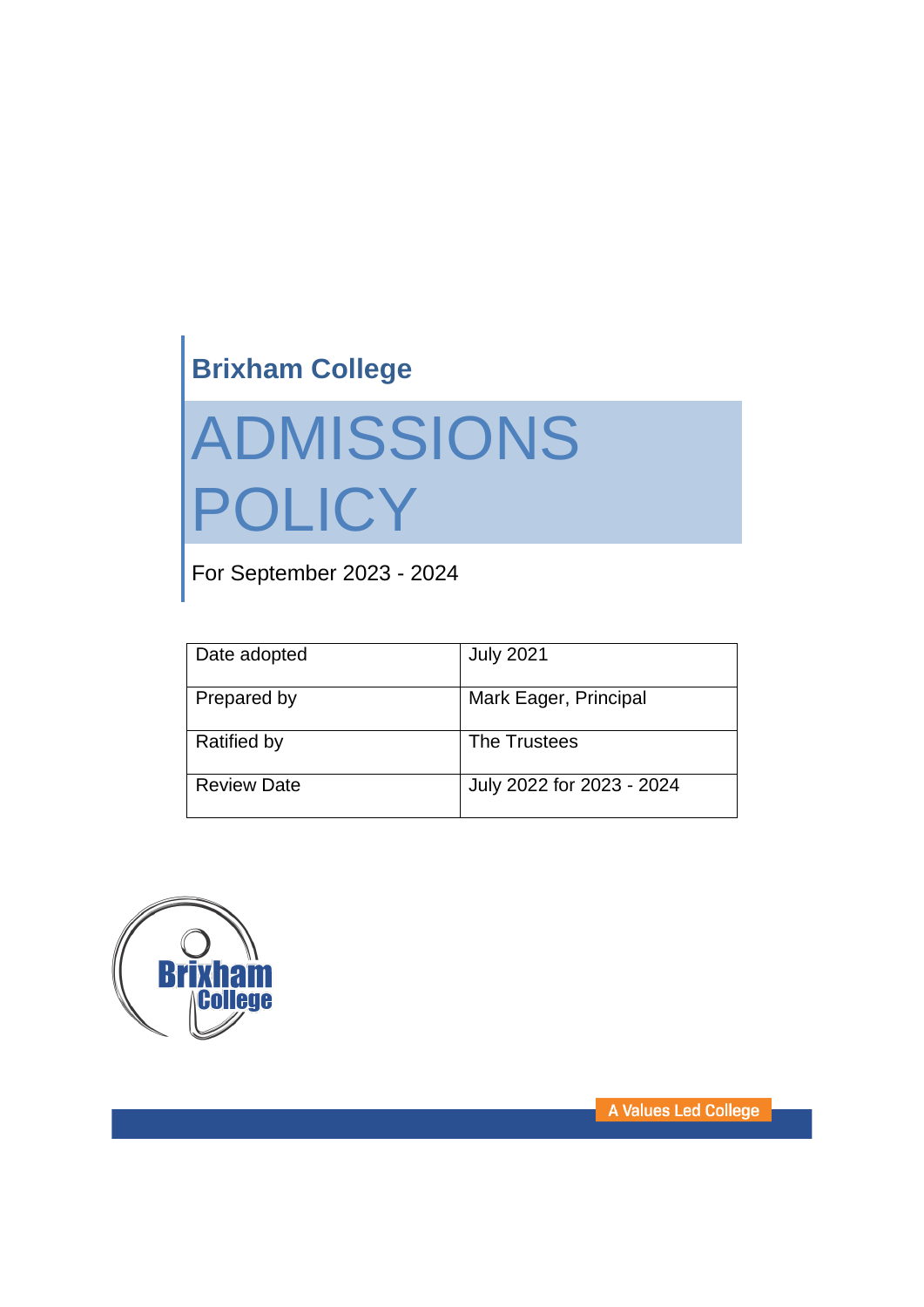**Brixham College**

# ADMISSIONS POLICY

For September 2023 - 2024

| Date adopted | July 2021 |
| --- | --- |
| Prepared by | Mark Eager, Principal |
| Ratified by | The Trustees |
| Review Date | July 2022 for 2023 - 2024 |

A Values Led College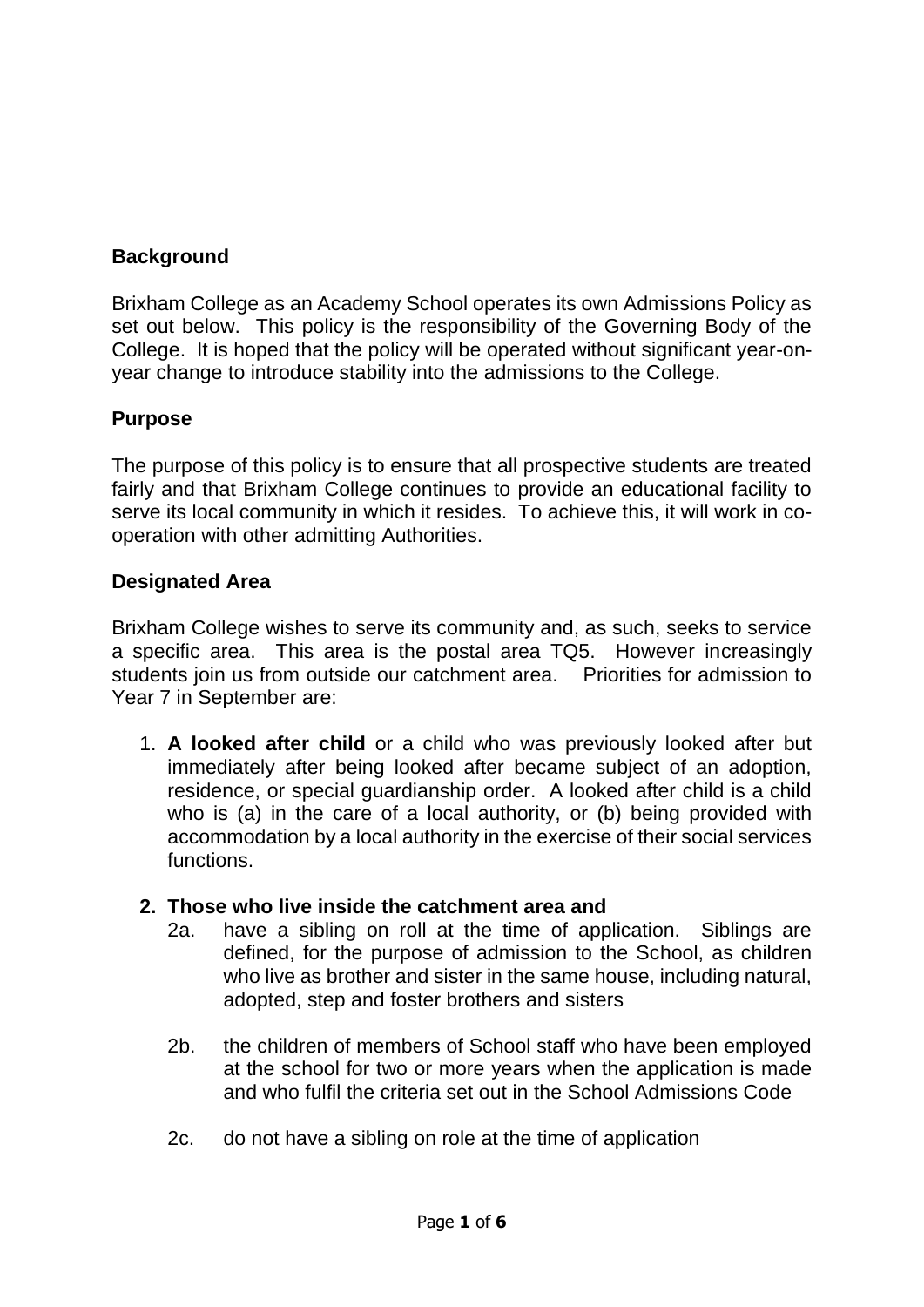## Background

Brixham College as an Academy School operates its own Admissions Policy as set out below. This policy is the responsibility of the Governing Body of the College. It is hoped that the policy will be operated without significant year-on-year change to introduce stability into the admissions to the College.

## Purpose

The purpose of this policy is to ensure that all prospective students are treated fairly and that Brixham College continues to provide an educational facility to serve its local community in which it resides. To achieve this, it will work in co-operation with other admitting Authorities.

## Designated Area

Brixham College wishes to serve its community and, as such, seeks to service a specific area. This area is the postal area TQ5. However increasingly students join us from outside our catchment area. Priorities for admission to Year 7 in September are:

1. **A looked after child** or a child who was previously looked after but immediately after being looked after became subject of an adoption, residence, or special guardianship order. A looked after child is a child who is (a) in the care of a local authority, or (b) being provided with accommodation by a local authority in the exercise of their social services functions.

2. **Those who live inside the catchment area and**
   - 2a. have a sibling on roll at the time of application. Siblings are defined, for the purpose of admission to the School, as children who live as brother and sister in the same house, including natural, adopted, step and foster brothers and sisters
   - 2b. the children of members of School staff who have been employed at the school for two or more years when the application is made and who fulfil the criteria set out in the School Admissions Code
   - 2c. do not have a sibling on role at the time of application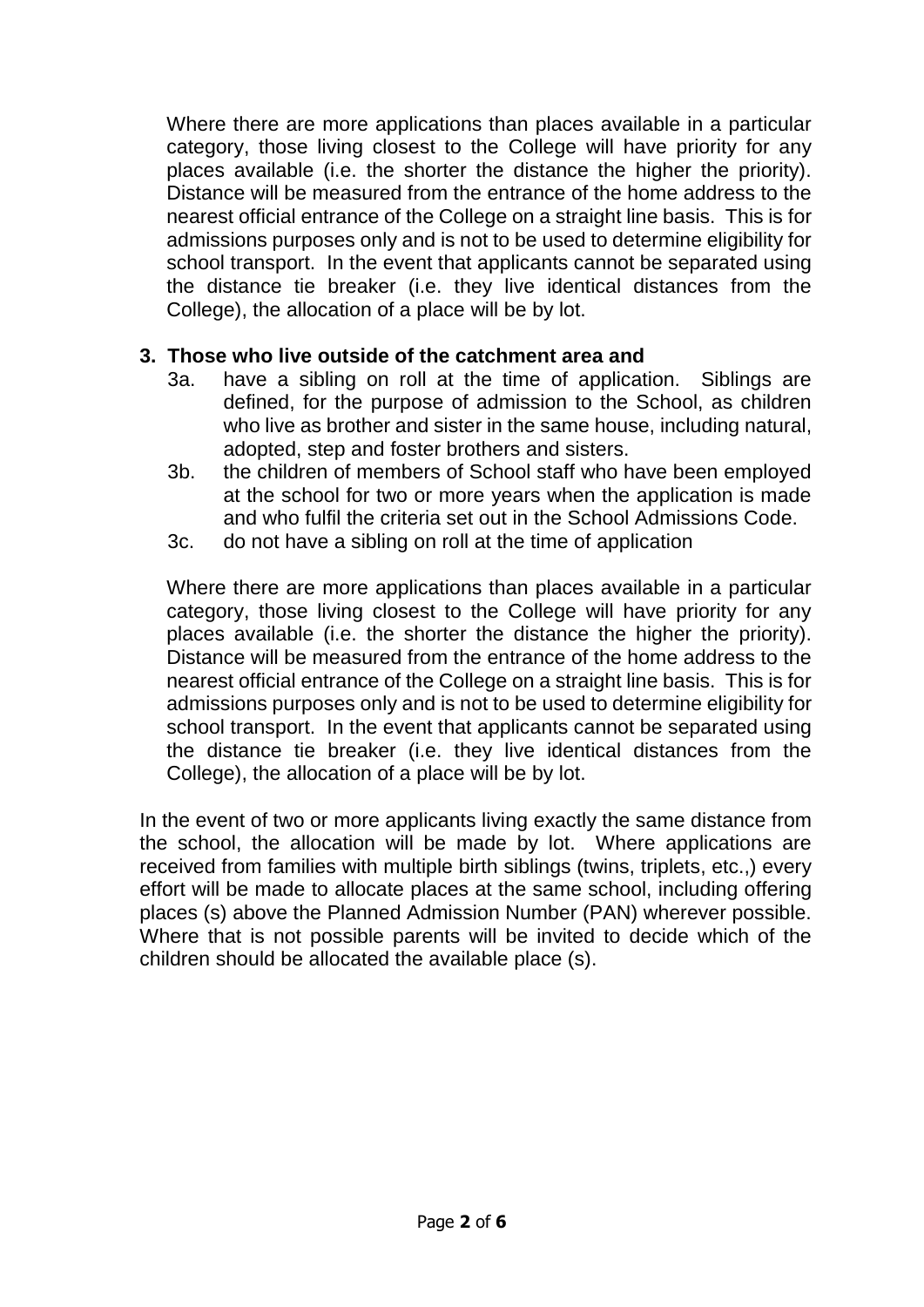Where there are more applications than places available in a particular category, those living closest to the College will have priority for any places available (i.e. the shorter the distance the higher the priority). Distance will be measured from the entrance of the home address to the nearest official entrance of the College on a straight line basis. This is for admissions purposes only and is not to be used to determine eligibility for school transport. In the event that applicants cannot be separated using the distance tie breaker (i.e. they live identical distances from the College), the allocation of a place will be by lot.

**3. Those who live outside of the catchment area and**

- 3a. have a sibling on roll at the time of application. Siblings are defined, for the purpose of admission to the School, as children who live as brother and sister in the same house, including natural, adopted, step and foster brothers and sisters.
- 3b. the children of members of School staff who have been employed at the school for two or more years when the application is made and who fulfil the criteria set out in the School Admissions Code.
- 3c. do not have a sibling on roll at the time of application

Where there are more applications than places available in a particular category, those living closest to the College will have priority for any places available (i.e. the shorter the distance the higher the priority). Distance will be measured from the entrance of the home address to the nearest official entrance of the College on a straight line basis. This is for admissions purposes only and is not to be used to determine eligibility for school transport. In the event that applicants cannot be separated using the distance tie breaker (i.e. they live identical distances from the College), the allocation of a place will be by lot.

In the event of two or more applicants living exactly the same distance from the school, the allocation will be made by lot. Where applications are received from families with multiple birth siblings (twins, triplets, etc.,) every effort will be made to allocate places at the same school, including offering places (s) above the Planned Admission Number (PAN) wherever possible. Where that is not possible parents will be invited to decide which of the children should be allocated the available place (s).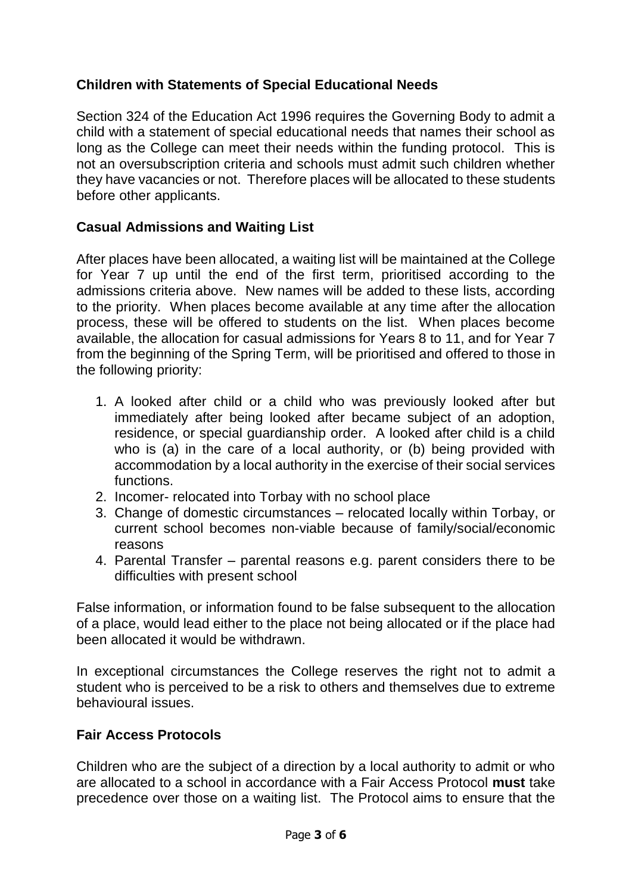### Children with Statements of Special Educational Needs

Section 324 of the Education Act 1996 requires the Governing Body to admit a child with a statement of special educational needs that names their school as long as the College can meet their needs within the funding protocol. This is not an oversubscription criteria and schools must admit such children whether they have vacancies or not. Therefore places will be allocated to these students before other applicants.

### Casual Admissions and Waiting List

After places have been allocated, a waiting list will be maintained at the College for Year 7 up until the end of the first term, prioritised according to the admissions criteria above. New names will be added to these lists, according to the priority. When places become available at any time after the allocation process, these will be offered to students on the list. When places become available, the allocation for casual admissions for Years 8 to 11, and for Year 7 from the beginning of the Spring Term, will be prioritised and offered to those in the following priority:

1. A looked after child or a child who was previously looked after but immediately after being looked after became subject of an adoption, residence, or special guardianship order. A looked after child is a child who is (a) in the care of a local authority, or (b) being provided with accommodation by a local authority in the exercise of their social services functions.
2. Incomer- relocated into Torbay with no school place
3. Change of domestic circumstances – relocated locally within Torbay, or current school becomes non-viable because of family/social/economic reasons
4. Parental Transfer – parental reasons e.g. parent considers there to be difficulties with present school

False information, or information found to be false subsequent to the allocation of a place, would lead either to the place not being allocated or if the place had been allocated it would be withdrawn.

In exceptional circumstances the College reserves the right not to admit a student who is perceived to be a risk to others and themselves due to extreme behavioural issues.

### Fair Access Protocols

Children who are the subject of a direction by a local authority to admit or who are allocated to a school in accordance with a Fair Access Protocol **must** take precedence over those on a waiting list. The Protocol aims to ensure that the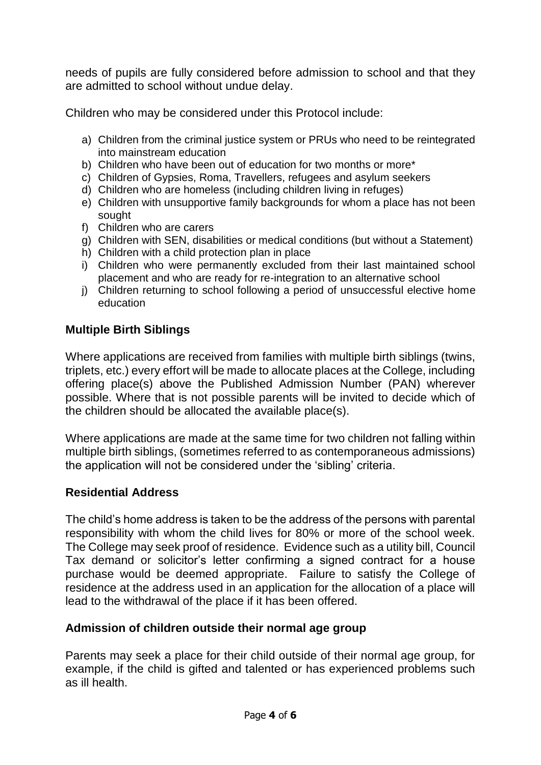needs of pupils are fully considered before admission to school and that they are admitted to school without undue delay.

Children who may be considered under this Protocol include:

a) Children from the criminal justice system or PRUs who need to be reintegrated into mainstream education
b) Children who have been out of education for two months or more*
c) Children of Gypsies, Roma, Travellers, refugees and asylum seekers
d) Children who are homeless (including children living in refuges)
e) Children with unsupportive family backgrounds for whom a place has not been sought
f) Children who are carers
g) Children with SEN, disabilities or medical conditions (but without a Statement)
h) Children with a child protection plan in place
i) Children who were permanently excluded from their last maintained school placement and who are ready for re-integration to an alternative school
j) Children returning to school following a period of unsuccessful elective home education

## Multiple Birth Siblings

Where applications are received from families with multiple birth siblings (twins, triplets, etc.) every effort will be made to allocate places at the College, including offering place(s) above the Published Admission Number (PAN) wherever possible. Where that is not possible parents will be invited to decide which of the children should be allocated the available place(s).

Where applications are made at the same time for two children not falling within multiple birth siblings, (sometimes referred to as contemporaneous admissions) the application will not be considered under the 'sibling' criteria.

## Residential Address

The child's home address is taken to be the address of the persons with parental responsibility with whom the child lives for 80% or more of the school week. The College may seek proof of residence. Evidence such as a utility bill, Council Tax demand or solicitor's letter confirming a signed contract for a house purchase would be deemed appropriate. Failure to satisfy the College of residence at the address used in an application for the allocation of a place will lead to the withdrawal of the place if it has been offered.

## Admission of children outside their normal age group

Parents may seek a place for their child outside of their normal age group, for example, if the child is gifted and talented or has experienced problems such as ill health.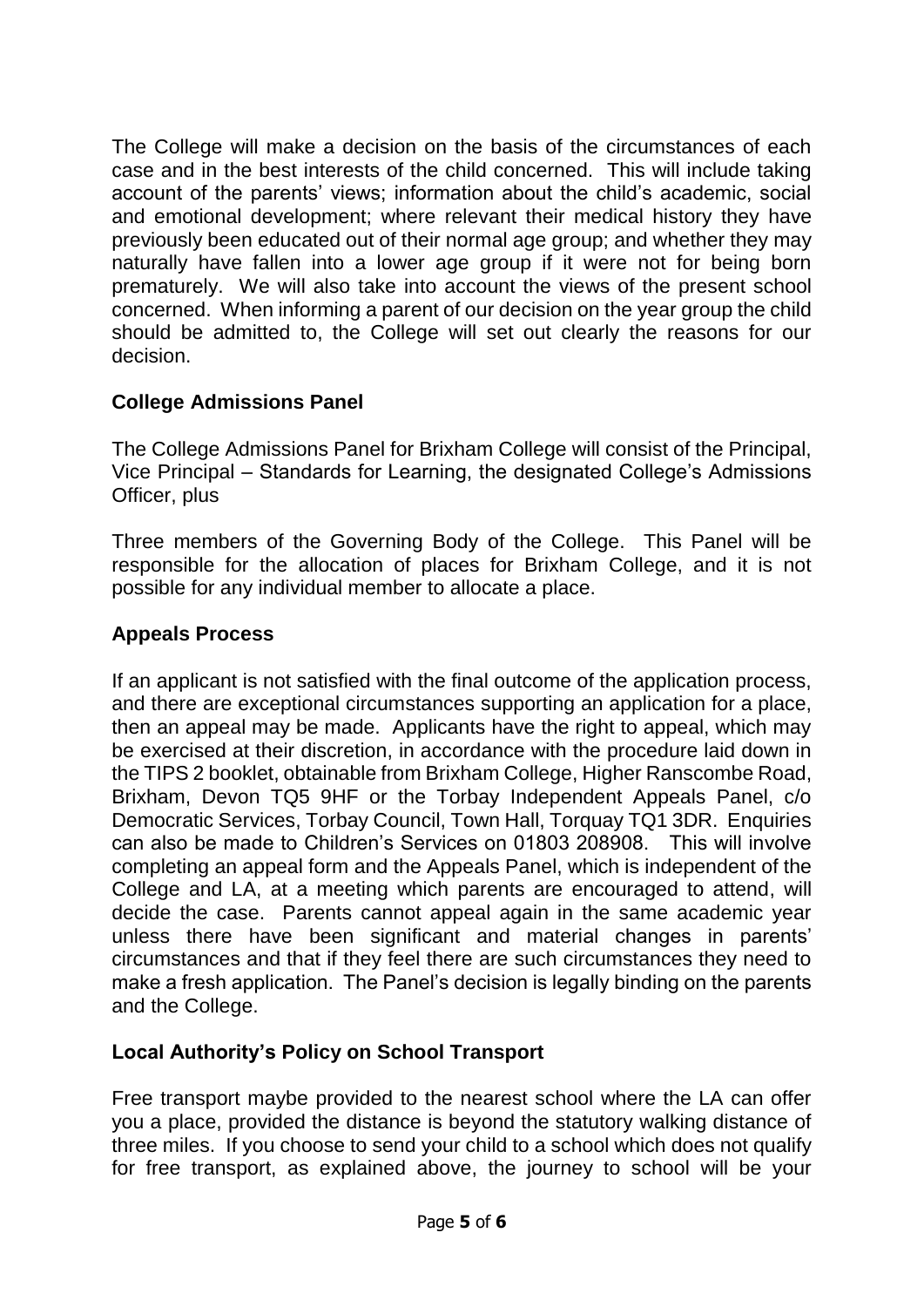The College will make a decision on the basis of the circumstances of each case and in the best interests of the child concerned. This will include taking account of the parents' views; information about the child's academic, social and emotional development; where relevant their medical history they have previously been educated out of their normal age group; and whether they may naturally have fallen into a lower age group if it were not for being born prematurely. We will also take into account the views of the present school concerned. When informing a parent of our decision on the year group the child should be admitted to, the College will set out clearly the reasons for our decision.

**College Admissions Panel**

The College Admissions Panel for Brixham College will consist of the Principal, Vice Principal – Standards for Learning, the designated College's Admissions Officer, plus

Three members of the Governing Body of the College. This Panel will be responsible for the allocation of places for Brixham College, and it is not possible for any individual member to allocate a place.

**Appeals Process**

If an applicant is not satisfied with the final outcome of the application process, and there are exceptional circumstances supporting an application for a place, then an appeal may be made. Applicants have the right to appeal, which may be exercised at their discretion, in accordance with the procedure laid down in the TIPS 2 booklet, obtainable from Brixham College, Higher Ranscombe Road, Brixham, Devon TQ5 9HF or the Torbay Independent Appeals Panel, c/o Democratic Services, Torbay Council, Town Hall, Torquay TQ1 3DR. Enquiries can also be made to Children's Services on 01803 208908. This will involve completing an appeal form and the Appeals Panel, which is independent of the College and LA, at a meeting which parents are encouraged to attend, will decide the case. Parents cannot appeal again in the same academic year unless there have been significant and material changes in parents' circumstances and that if they feel there are such circumstances they need to make a fresh application. The Panel's decision is legally binding on the parents and the College.

**Local Authority's Policy on School Transport**

Free transport maybe provided to the nearest school where the LA can offer you a place, provided the distance is beyond the statutory walking distance of three miles. If you choose to send your child to a school which does not qualify for free transport, as explained above, the journey to school will be your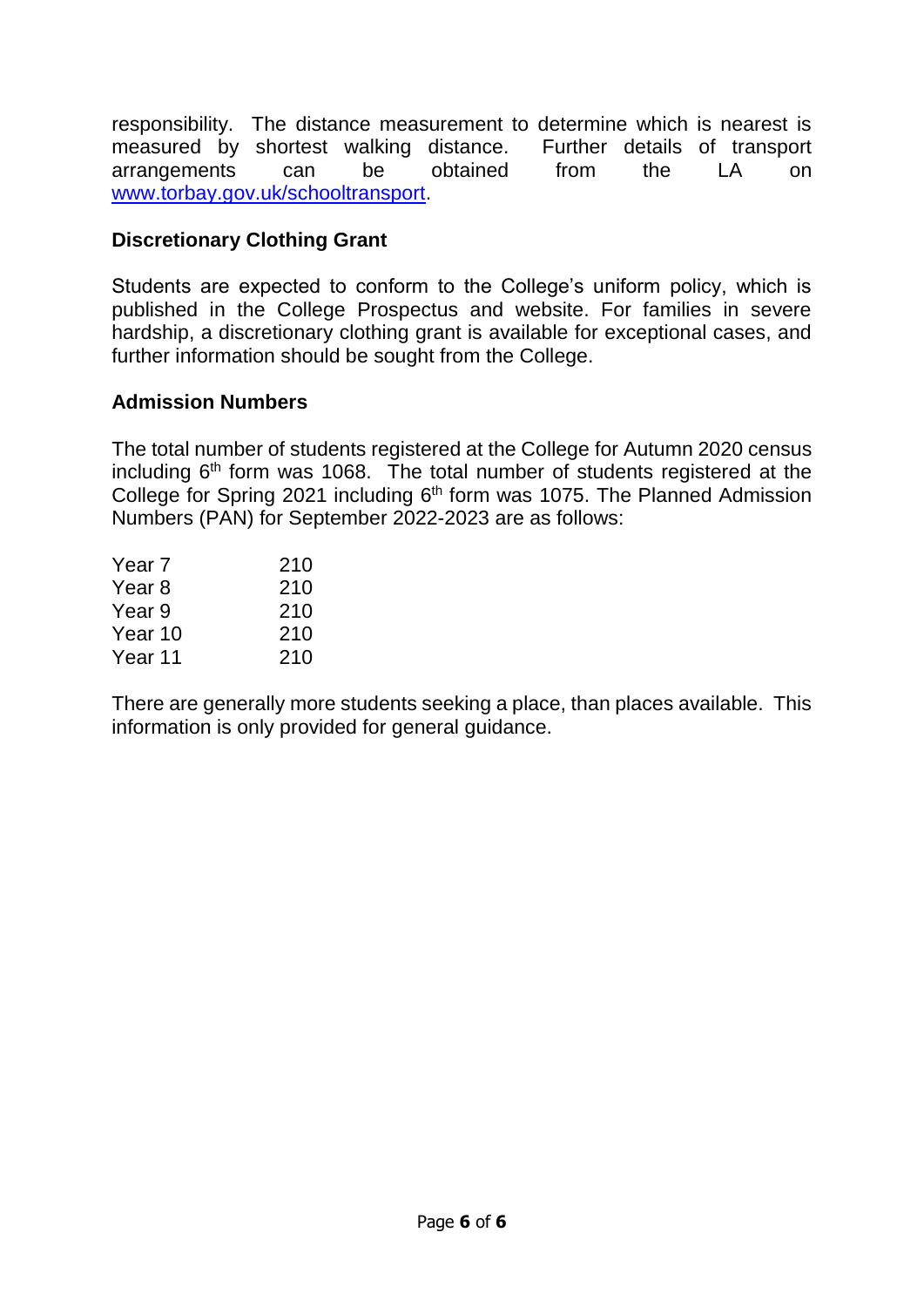responsibility. The distance measurement to determine which is nearest is measured by shortest walking distance. Further details of transport arrangements can be obtained from the LA on www.torbay.gov.uk/schooltransport.

### Discretionary Clothing Grant

Students are expected to conform to the College's uniform policy, which is published in the College Prospectus and website. For families in severe hardship, a discretionary clothing grant is available for exceptional cases, and further information should be sought from the College.

### Admission Numbers

The total number of students registered at the College for Autumn 2020 census including 6th form was 1068. The total number of students registered at the College for Spring 2021 including 6th form was 1075. The Planned Admission Numbers (PAN) for September 2022-2023 are as follows:

| | |
|---|---|
| Year 7 | 210 |
| Year 8 | 210 |
| Year 9 | 210 |
| Year 10 | 210 |
| Year 11 | 210 |

There are generally more students seeking a place, than places available. This information is only provided for general guidance.